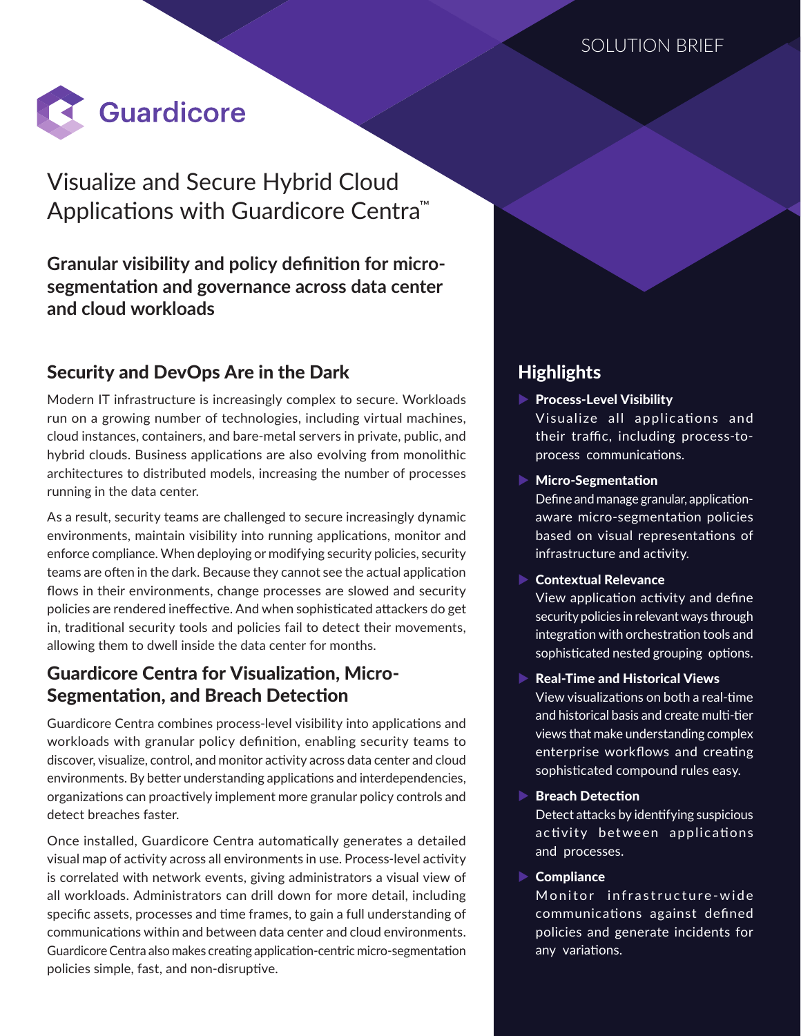SOLUTION BRIEF

Guardicore

# Visualize and Secure Hybrid Cloud Applications with Guardicore Centra™

**Granular visibility and policy definition for micro-segmentation and governance across data center and cloud workloads**

## Security and DevOps Are in the Dark

Modern IT infrastructure is increasingly complex to secure. Workloads run on a growing number of technologies, including virtual machines, cloud instances, containers, and bare-metal servers in private, public, and hybrid clouds. Business applications are also evolving from monolithic architectures to distributed models, increasing the number of processes running in the data center.

As a result, security teams are challenged to secure increasingly dynamic environments, maintain visibility into running applications, monitor and enforce compliance. When deploying or modifying security policies, security teams are often in the dark. Because they cannot see the actual application flows in their environments, change processes are slowed and security policies are rendered ineffective. And when sophisticated attackers do get in, traditional security tools and policies fail to detect their movements, allowing them to dwell inside the data center for months.

## Guardicore Centra for Visualization, Micro-Segmentation, and Breach Detection

Guardicore Centra combines process-level visibility into applications and workloads with granular policy definition, enabling security teams to discover, visualize, control, and monitor activity across data center and cloud environments. By better understanding applications and interdependencies, organizations can proactively implement more granular policy controls and detect breaches faster.

Once installed, Guardicore Centra automatically generates a detailed visual map of activity across all environments in use. Process-level activity is correlated with network events, giving administrators a visual view of all workloads. Administrators can drill down for more detail, including specific assets, processes and time frames, to gain a full understanding of communications within and between data center and cloud environments. Guardicore Centra also makes creating application-centric micro-segmentation policies simple, fast, and non-disruptive.

## Highlights

- **Process-Level Visibility**
  Visualize all applications and their traffic, including process-to-process communications.
- **Micro-Segmentation**
  Define and manage granular, application-aware micro-segmentation policies based on visual representations of infrastructure and activity.
- **Contextual Relevance**
  View application activity and define security policies in relevant ways through integration with orchestration tools and sophisticated nested grouping options.
- **Real-Time and Historical Views**
  View visualizations on both a real-time and historical basis and create multi-tier views that make understanding complex enterprise workflows and creating sophisticated compound rules easy.
- **Breach Detection**
  Detect attacks by identifying suspicious activity between applications and processes.
- **Compliance**
  Monitor infrastructure-wide communications against defined policies and generate incidents for any variations.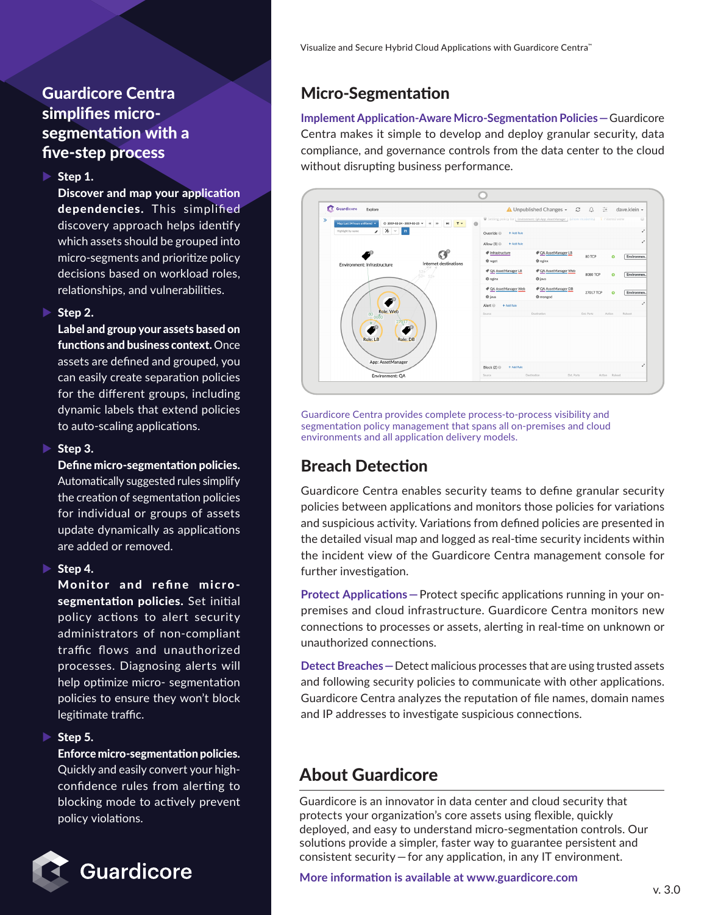## Guardicore Centra simplifies micro-segmentation with a five-step process

**Step 1.**
**Discover and map your application dependencies.** This simplified discovery approach helps identify which assets should be grouped into micro-segments and prioritize policy decisions based on workload roles, relationships, and vulnerabilities.

**Step 2.**
**Label and group your assets based on functions and business context.** Once assets are defined and grouped, you can easily create separation policies for the different groups, including dynamic labels that extend policies to auto-scaling applications.

**Step 3.**
**Define micro-segmentation policies.** Automatically suggested rules simplify the creation of segmentation policies for individual or groups of assets update dynamically as applications are added or removed.

**Step 4.**
**Monitor and refine micro-segmentation policies.** Set initial policy actions to alert security administrators of non-compliant traffic flows and unauthorized processes. Diagnosing alerts will help optimize micro- segmentation policies to ensure they won't block legitimate traffic.

**Step 5.**
**Enforce micro-segmentation policies.** Quickly and easily convert your high-confidence rules from alerting to blocking mode to actively prevent policy violations.

Guardicore

## Micro-Segmentation

**Implement Application-Aware Micro-Segmentation Policies** — Guardicore Centra makes it simple to develop and deploy granular security, data compliance, and governance controls from the data center to the cloud without disrupting business performance.

Guardicore Centra provides complete process-to-process visibility and segmentation policy management that spans all on-premises and cloud environments and all application delivery models.

## Breach Detection

Guardicore Centra enables security teams to define granular security policies between applications and monitors those policies for variations and suspicious activity. Variations from defined policies are presented in the detailed visual map and logged as real-time security incidents within the incident view of the Guardicore Centra management console for further investigation.

**Protect Applications** — Protect specific applications running in your on-premises and cloud infrastructure. Guardicore Centra monitors new connections to processes or assets, alerting in real-time on unknown or unauthorized connections.

**Detect Breaches** — Detect malicious processes that are using trusted assets and following security policies to communicate with other applications. Guardicore Centra analyzes the reputation of file names, domain names and IP addresses to investigate suspicious connections.

## About Guardicore

Guardicore is an innovator in data center and cloud security that protects your organization's core assets using flexible, quickly deployed, and easy to understand micro-segmentation controls. Our solutions provide a simpler, faster way to guarantee persistent and consistent security — for any application, in any IT environment.

**More information is available at www.guardicore.com**

v. 3.0